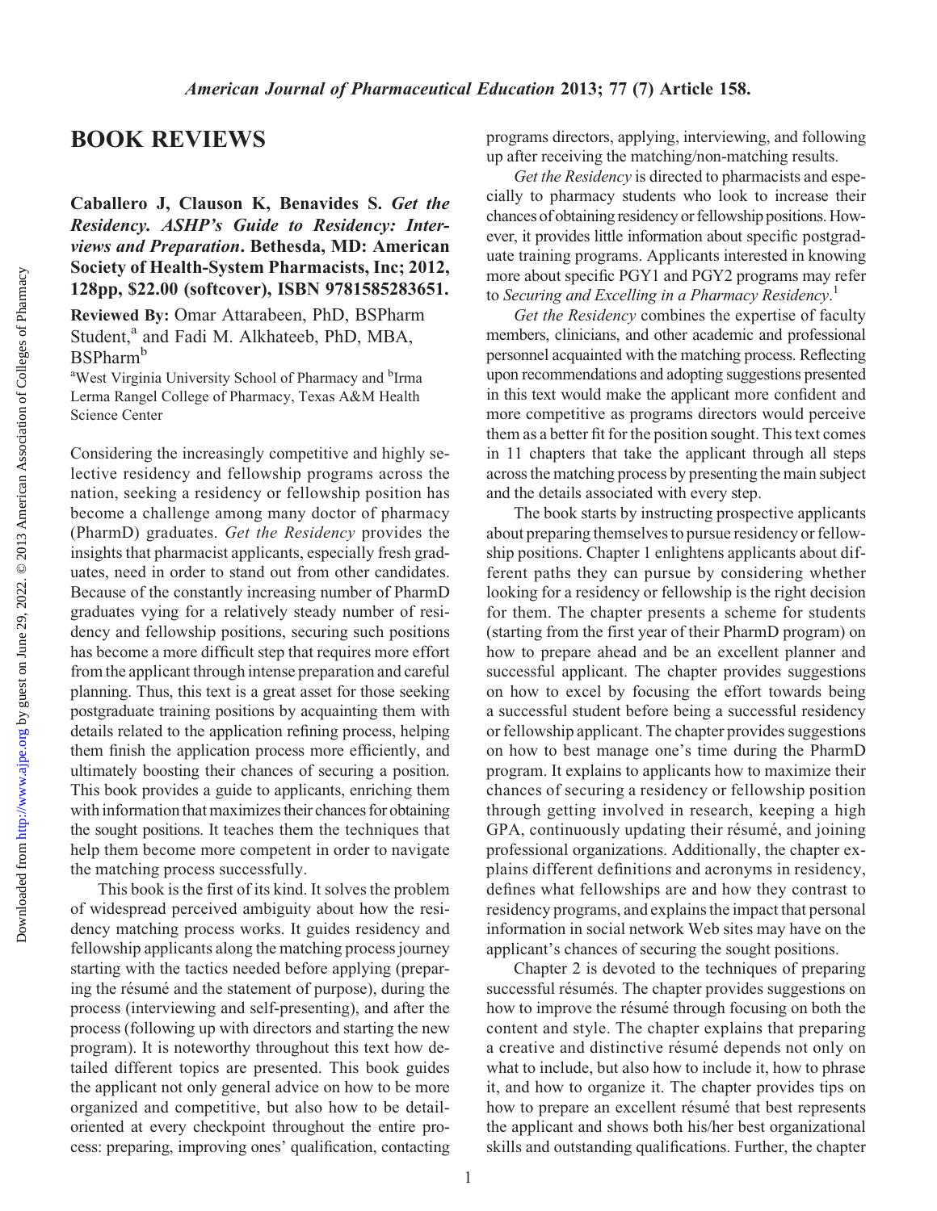# BOOK REVIEWS

**Caballero J, Clauson K, Benavides S. *Get the Residency. ASHP's Guide to Residency: Interviews and Preparation*. Bethesda, MD: American Society of Health-System Pharmacists, Inc; 2012, 128pp, $22.00 (softcover), ISBN 9781585283651.**

**Reviewed By:** Omar Attarabeen, PhD, BSPharm Student,[a] and Fadi M. Alkhateeb, PhD, MBA, BSPharm[b]

[a]West Virginia University School of Pharmacy and [b]Irma Lerma Rangel College of Pharmacy, Texas A&M Health Science Center

Considering the increasingly competitive and highly selective residency and fellowship programs across the nation, seeking a residency or fellowship position has become a challenge among many doctor of pharmacy (PharmD) graduates. *Get the Residency* provides the insights that pharmacist applicants, especially fresh graduates, need in order to stand out from other candidates. Because of the constantly increasing number of PharmD graduates vying for a relatively steady number of residency and fellowship positions, securing such positions has become a more difficult step that requires more effort from the applicant through intense preparation and careful planning. Thus, this text is a great asset for those seeking postgraduate training positions by acquainting them with details related to the application refining process, helping them finish the application process more efficiently, and ultimately boosting their chances of securing a position. This book provides a guide to applicants, enriching them with information that maximizes their chances for obtaining the sought positions. It teaches them the techniques that help them become more competent in order to navigate the matching process successfully.

This book is the first of its kind. It solves the problem of widespread perceived ambiguity about how the residency matching process works. It guides residency and fellowship applicants along the matching process journey starting with the tactics needed before applying (preparing the résumé and the statement of purpose), during the process (interviewing and self-presenting), and after the process (following up with directors and starting the new program). It is noteworthy throughout this text how detailed different topics are presented. This book guides the applicant not only general advice on how to be more organized and competitive, but also how to be detail-oriented at every checkpoint throughout the entire process: preparing, improving ones' qualification, contacting programs directors, applying, interviewing, and following up after receiving the matching/non-matching results.

*Get the Residency* is directed to pharmacists and especially to pharmacy students who look to increase their chances of obtaining residency or fellowship positions. However, it provides little information about specific postgraduate training programs. Applicants interested in knowing more about specific PGY1 and PGY2 programs may refer to *Securing and Excelling in a Pharmacy Residency*.[1]

*Get the Residency* combines the expertise of faculty members, clinicians, and other academic and professional personnel acquainted with the matching process. Reflecting upon recommendations and adopting suggestions presented in this text would make the applicant more confident and more competitive as programs directors would perceive them as a better fit for the position sought. This text comes in 11 chapters that take the applicant through all steps across the matching process by presenting the main subject and the details associated with every step.

The book starts by instructing prospective applicants about preparing themselves to pursue residency or fellowship positions. Chapter 1 enlightens applicants about different paths they can pursue by considering whether looking for a residency or fellowship is the right decision for them. The chapter presents a scheme for students (starting from the first year of their PharmD program) on how to prepare ahead and be an excellent planner and successful applicant. The chapter provides suggestions on how to excel by focusing the effort towards being a successful student before being a successful residency or fellowship applicant. The chapter provides suggestions on how to best manage one's time during the PharmD program. It explains to applicants how to maximize their chances of securing a residency or fellowship position through getting involved in research, keeping a high GPA, continuously updating their résumé, and joining professional organizations. Additionally, the chapter explains different definitions and acronyms in residency, defines what fellowships are and how they contrast to residency programs, and explains the impact that personal information in social network Web sites may have on the applicant's chances of securing the sought positions.

Chapter 2 is devoted to the techniques of preparing successful résumés. The chapter provides suggestions on how to improve the résumé through focusing on both the content and style. The chapter explains that preparing a creative and distinctive résumé depends not only on what to include, but also how to include it, how to phrase it, and how to organize it. The chapter provides tips on how to prepare an excellent résumé that best represents the applicant and shows both his/her best organizational skills and outstanding qualifications. Further, the chapter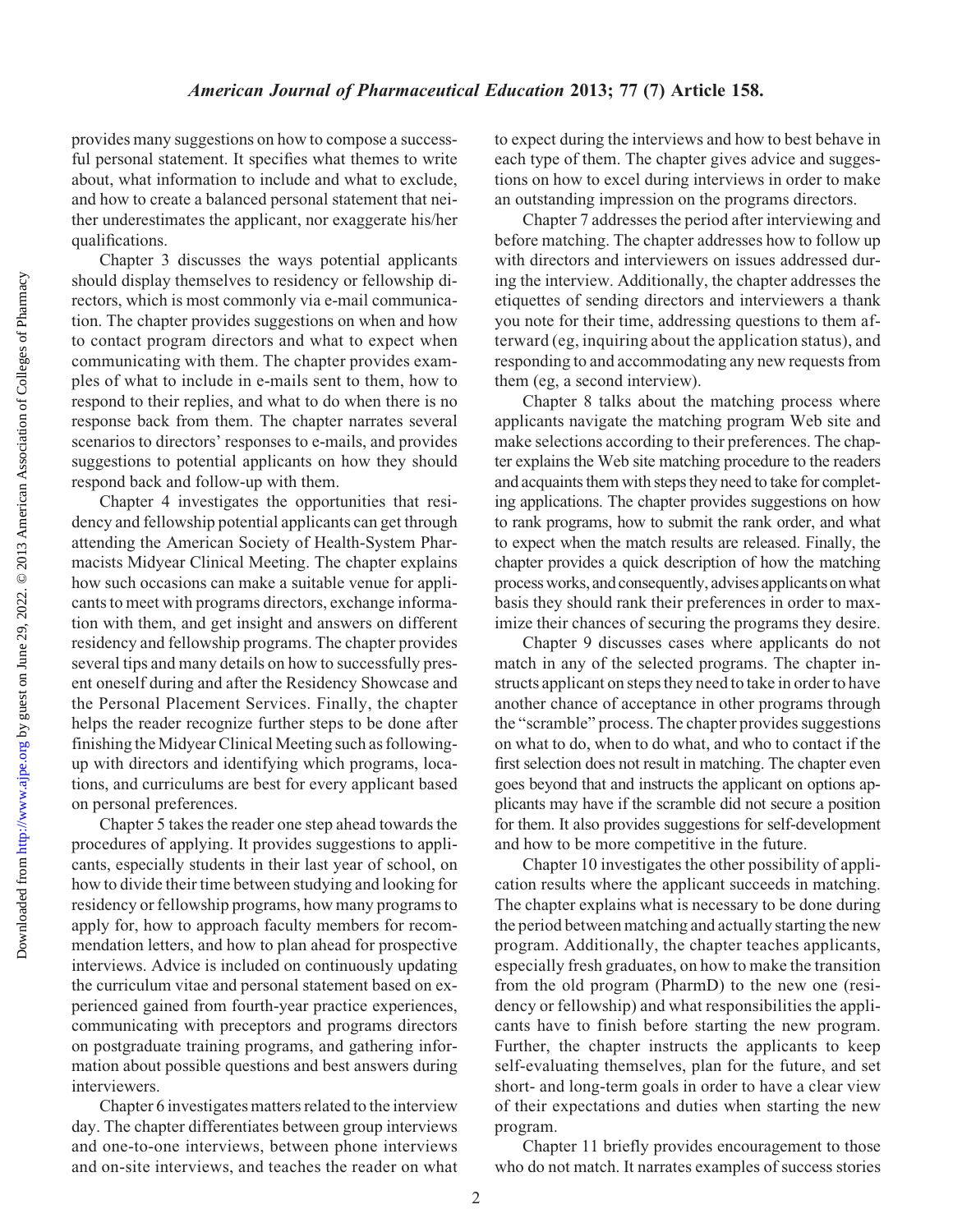provides many suggestions on how to compose a successful personal statement. It specifies what themes to write about, what information to include and what to exclude, and how to create a balanced personal statement that neither underestimates the applicant, nor exaggerate his/her qualifications.

Chapter 3 discusses the ways potential applicants should display themselves to residency or fellowship directors, which is most commonly via e-mail communication. The chapter provides suggestions on when and how to contact program directors and what to expect when communicating with them. The chapter provides examples of what to include in e-mails sent to them, how to respond to their replies, and what to do when there is no response back from them. The chapter narrates several scenarios to directors' responses to e-mails, and provides suggestions to potential applicants on how they should respond back and follow-up with them.

Chapter 4 investigates the opportunities that residency and fellowship potential applicants can get through attending the American Society of Health-System Pharmacists Midyear Clinical Meeting. The chapter explains how such occasions can make a suitable venue for applicants to meet with programs directors, exchange information with them, and get insight and answers on different residency and fellowship programs. The chapter provides several tips and many details on how to successfully present oneself during and after the Residency Showcase and the Personal Placement Services. Finally, the chapter helps the reader recognize further steps to be done after finishing the Midyear Clinical Meeting such as following-up with directors and identifying which programs, locations, and curriculums are best for every applicant based on personal preferences.

Chapter 5 takes the reader one step ahead towards the procedures of applying. It provides suggestions to applicants, especially students in their last year of school, on how to divide their time between studying and looking for residency or fellowship programs, how many programs to apply for, how to approach faculty members for recommendation letters, and how to plan ahead for prospective interviews. Advice is included on continuously updating the curriculum vitae and personal statement based on experienced gained from fourth-year practice experiences, communicating with preceptors and programs directors on postgraduate training programs, and gathering information about possible questions and best answers during interviewers.

Chapter 6 investigates matters related to the interview day. The chapter differentiates between group interviews and one-to-one interviews, between phone interviews and on-site interviews, and teaches the reader on what to expect during the interviews and how to best behave in each type of them. The chapter gives advice and suggestions on how to excel during interviews in order to make an outstanding impression on the programs directors.

Chapter 7 addresses the period after interviewing and before matching. The chapter addresses how to follow up with directors and interviewers on issues addressed during the interview. Additionally, the chapter addresses the etiquettes of sending directors and interviewers a thank you note for their time, addressing questions to them afterward (eg, inquiring about the application status), and responding to and accommodating any new requests from them (eg, a second interview).

Chapter 8 talks about the matching process where applicants navigate the matching program Web site and make selections according to their preferences. The chapter explains the Web site matching procedure to the readers and acquaints them with steps they need to take for completing applications. The chapter provides suggestions on how to rank programs, how to submit the rank order, and what to expect when the match results are released. Finally, the chapter provides a quick description of how the matching process works, and consequently, advises applicants on what basis they should rank their preferences in order to maximize their chances of securing the programs they desire.

Chapter 9 discusses cases where applicants do not match in any of the selected programs. The chapter instructs applicant on steps they need to take in order to have another chance of acceptance in other programs through the "scramble" process. The chapter provides suggestions on what to do, when to do what, and who to contact if the first selection does not result in matching. The chapter even goes beyond that and instructs the applicant on options applicants may have if the scramble did not secure a position for them. It also provides suggestions for self-development and how to be more competitive in the future.

Chapter 10 investigates the other possibility of application results where the applicant succeeds in matching. The chapter explains what is necessary to be done during the period between matching and actually starting the new program. Additionally, the chapter teaches applicants, especially fresh graduates, on how to make the transition from the old program (PharmD) to the new one (residency or fellowship) and what responsibilities the applicants have to finish before starting the new program. Further, the chapter instructs the applicants to keep self-evaluating themselves, plan for the future, and set short- and long-term goals in order to have a clear view of their expectations and duties when starting the new program.

Chapter 11 briefly provides encouragement to those who do not match. It narrates examples of success stories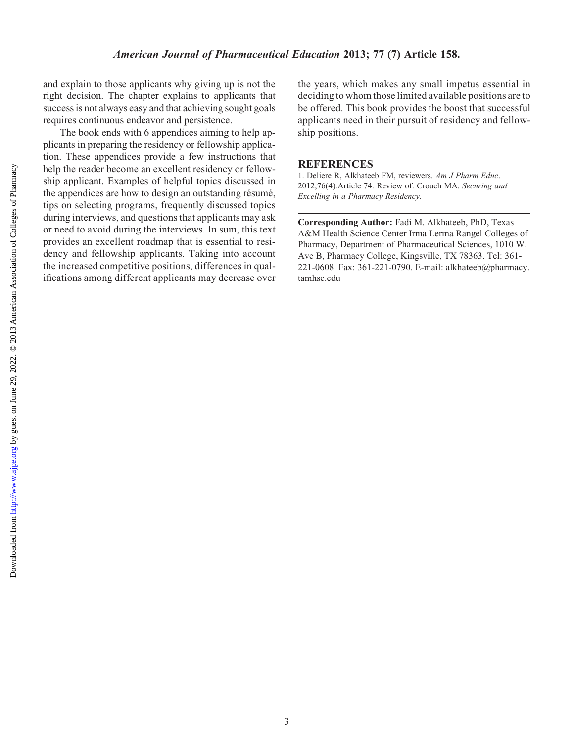and explain to those applicants why giving up is not the right decision. The chapter explains to applicants that success is not always easy and that achieving sought goals requires continuous endeavor and persistence.

The book ends with 6 appendices aiming to help applicants in preparing the residency or fellowship application. These appendices provide a few instructions that help the reader become an excellent residency or fellowship applicant. Examples of helpful topics discussed in the appendices are how to design an outstanding résumé, tips on selecting programs, frequently discussed topics during interviews, and questions that applicants may ask or need to avoid during the interviews. In sum, this text provides an excellent roadmap that is essential to residency and fellowship applicants. Taking into account the increased competitive positions, differences in qualifications among different applicants may decrease over the years, which makes any small impetus essential in deciding to whom those limited available positions are to be offered. This book provides the boost that successful applicants need in their pursuit of residency and fellowship positions.

## REFERENCES

1. Deliere R, Alkhateeb FM, reviewers. *Am J Pharm Educ*. 2012;76(4):Article 74. Review of: Crouch MA. *Securing and Excelling in a Pharmacy Residency.*

**Corresponding Author:** Fadi M. Alkhateeb, PhD, Texas A&M Health Science Center Irma Lerma Rangel Colleges of Pharmacy, Department of Pharmaceutical Sciences, 1010 W. Ave B, Pharmacy College, Kingsville, TX 78363. Tel: 361-221-0608. Fax: 361-221-0790. E-mail: alkhateeb@pharmacy.tamhsc.edu